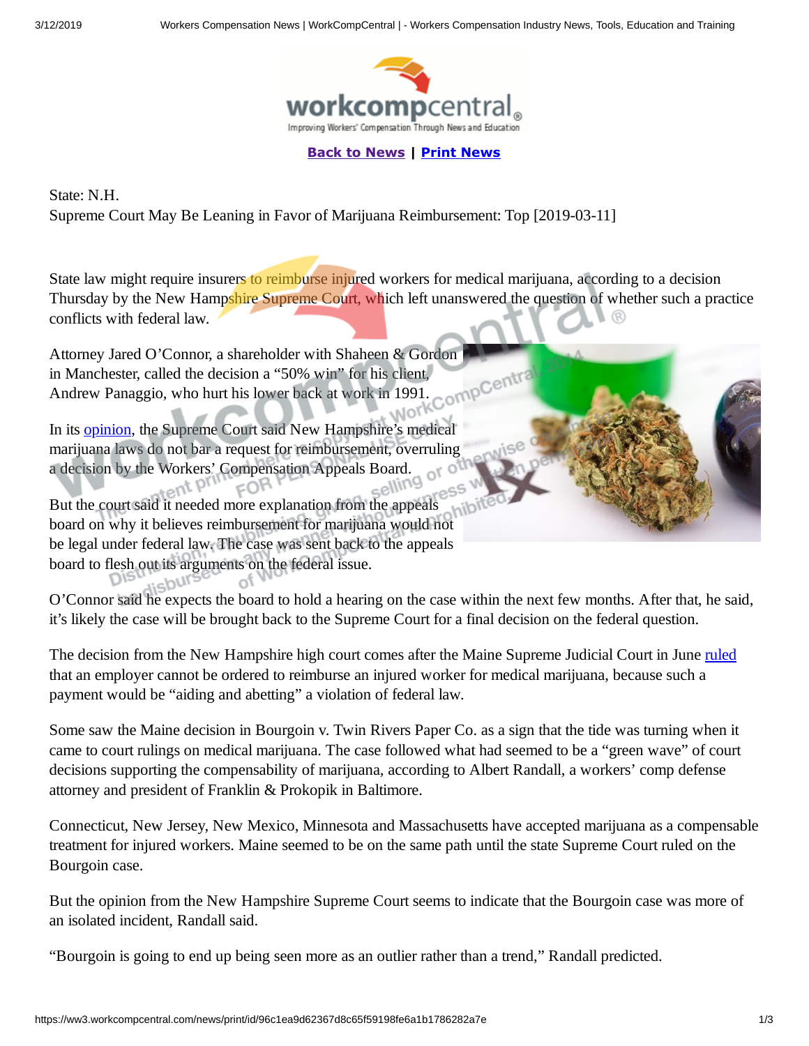**Back to News** | **Print News**

State: N.H.

Supreme Court May Be Leaning in Favor of Marijuana Reimbursement: Top [2019-03-11]

State law might require insurers to reimburse injured workers for medical marijuana, according to a decision Thursday by the New Hampshire Supreme Court, which left unanswered the question of whether such a practice conflicts with federal law.

Attorney Jared O'Connor, a shareholder with Shaheen & Gordon in Manchester, called the decision a "50% win" for his client, Andrew Panaggio, who hurt his lower back at work in 1991.

In its opinion, the Supreme Court said New Hampshire's medical marijuana laws do not bar a request for reimbursement, overruling a decision by the Workers' Compensation Appeals Board.

But the court said it needed more explanation from the appeals board on why it believes reimbursement for marijuana would not be legal under federal law. The case was sent back to the appeals board to flesh out its arguments on the federal issue.

O'Connor said he expects the board to hold a hearing on the case within the next few months. After that, he said, it's likely the case will be brought back to the Supreme Court for a final decision on the federal question.

The decision from the New Hampshire high court comes after the Maine Supreme Judicial Court in June ruled that an employer cannot be ordered to reimburse an injured worker for medical marijuana, because such a payment would be "aiding and abetting" a violation of federal law.

Some saw the Maine decision in Bourgoin v. Twin Rivers Paper Co. as a sign that the tide was turning when it came to court rulings on medical marijuana. The case followed what had seemed to be a "green wave" of court decisions supporting the compensability of marijuana, according to Albert Randall, a workers' comp defense attorney and president of Franklin & Prokopik in Baltimore.

Connecticut, New Jersey, New Mexico, Minnesota and Massachusetts have accepted marijuana as a compensable treatment for injured workers. Maine seemed to be on the same path until the state Supreme Court ruled on the Bourgoin case.

But the opinion from the New Hampshire Supreme Court seems to indicate that the Bourgoin case was more of an isolated incident, Randall said.

"Bourgoin is going to end up being seen more as an outlier rather than a trend," Randall predicted.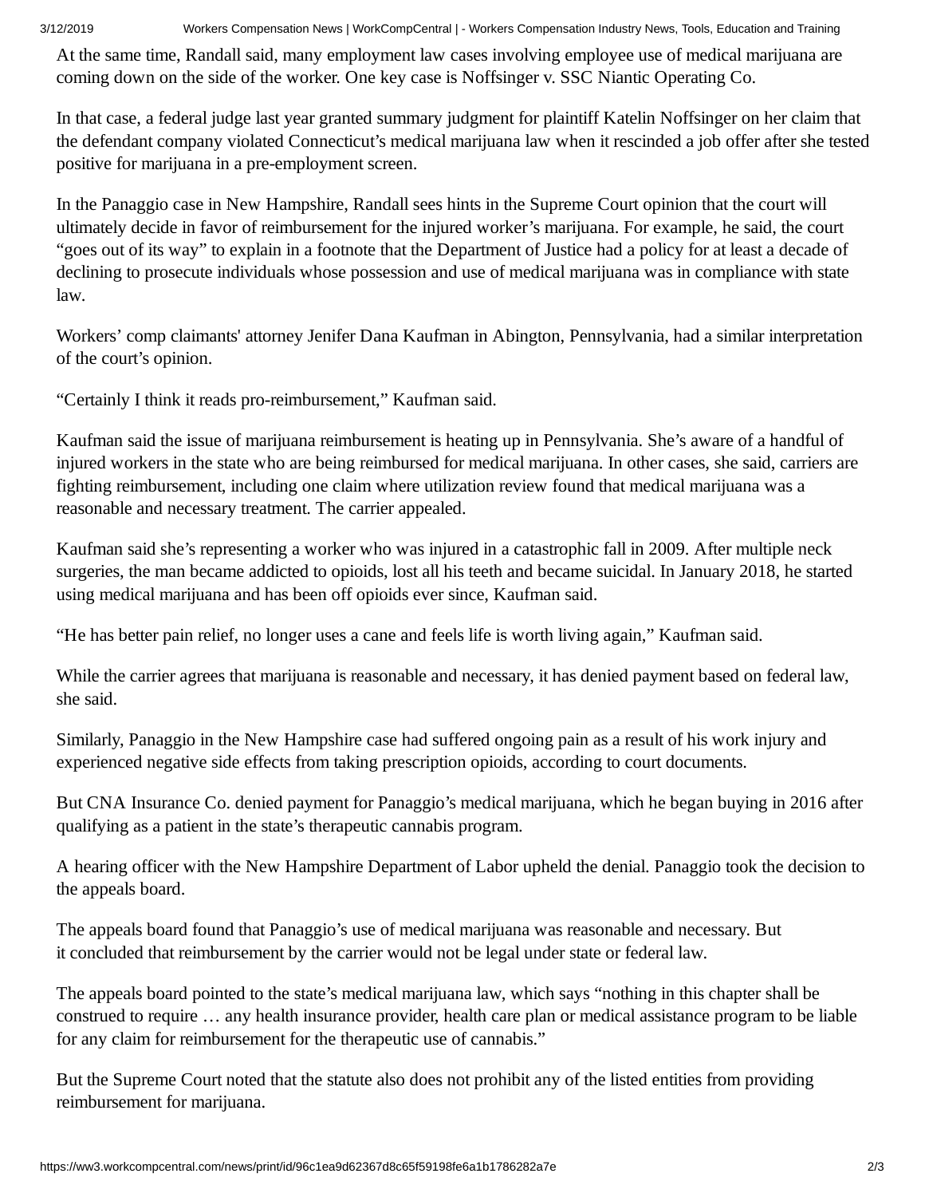At the same time, Randall said, many employment law cases involving employee use of medical marijuana are coming down on the side of the worker. One key case is Noffsinger v. SSC Niantic Operating Co.

In that case, a federal judge last year granted summary judgment for plaintiff Katelin Noffsinger on her claim that the defendant company violated Connecticut's medical marijuana law when it rescinded a job offer after she tested positive for marijuana in a pre-employment screen.

In the Panaggio case in New Hampshire, Randall sees hints in the Supreme Court opinion that the court will ultimately decide in favor of reimbursement for the injured worker's marijuana. For example, he said, the court "goes out of its way" to explain in a footnote that the Department of Justice had a policy for at least a decade of declining to prosecute individuals whose possession and use of medical marijuana was in compliance with state law.

Workers' comp claimants' attorney Jenifer Dana Kaufman in Abington, Pennsylvania, had a similar interpretation of the court's opinion.

"Certainly I think it reads pro-reimbursement," Kaufman said.

Kaufman said the issue of marijuana reimbursement is heating up in Pennsylvania. She's aware of a handful of injured workers in the state who are being reimbursed for medical marijuana. In other cases, she said, carriers are fighting reimbursement, including one claim where utilization review found that medical marijuana was a reasonable and necessary treatment. The carrier appealed.

Kaufman said she's representing a worker who was injured in a catastrophic fall in 2009. After multiple neck surgeries, the man became addicted to opioids, lost all his teeth and became suicidal. In January 2018, he started using medical marijuana and has been off opioids ever since, Kaufman said.

"He has better pain relief, no longer uses a cane and feels life is worth living again," Kaufman said.

While the carrier agrees that marijuana is reasonable and necessary, it has denied payment based on federal law, she said.

Similarly, Panaggio in the New Hampshire case had suffered ongoing pain as a result of his work injury and experienced negative side effects from taking prescription opioids, according to court documents.

But CNA Insurance Co. denied payment for Panaggio's medical marijuana, which he began buying in 2016 after qualifying as a patient in the state's therapeutic cannabis program.

A hearing officer with the New Hampshire Department of Labor upheld the denial. Panaggio took the decision to the appeals board.

The appeals board found that Panaggio's use of medical marijuana was reasonable and necessary. But it concluded that reimbursement by the carrier would not be legal under state or federal law.

The appeals board pointed to the state's medical marijuana law, which says "nothing in this chapter shall be construed to require … any health insurance provider, health care plan or medical assistance program to be liable for any claim for reimbursement for the therapeutic use of cannabis."

But the Supreme Court noted that the statute also does not prohibit any of the listed entities from providing reimbursement for marijuana.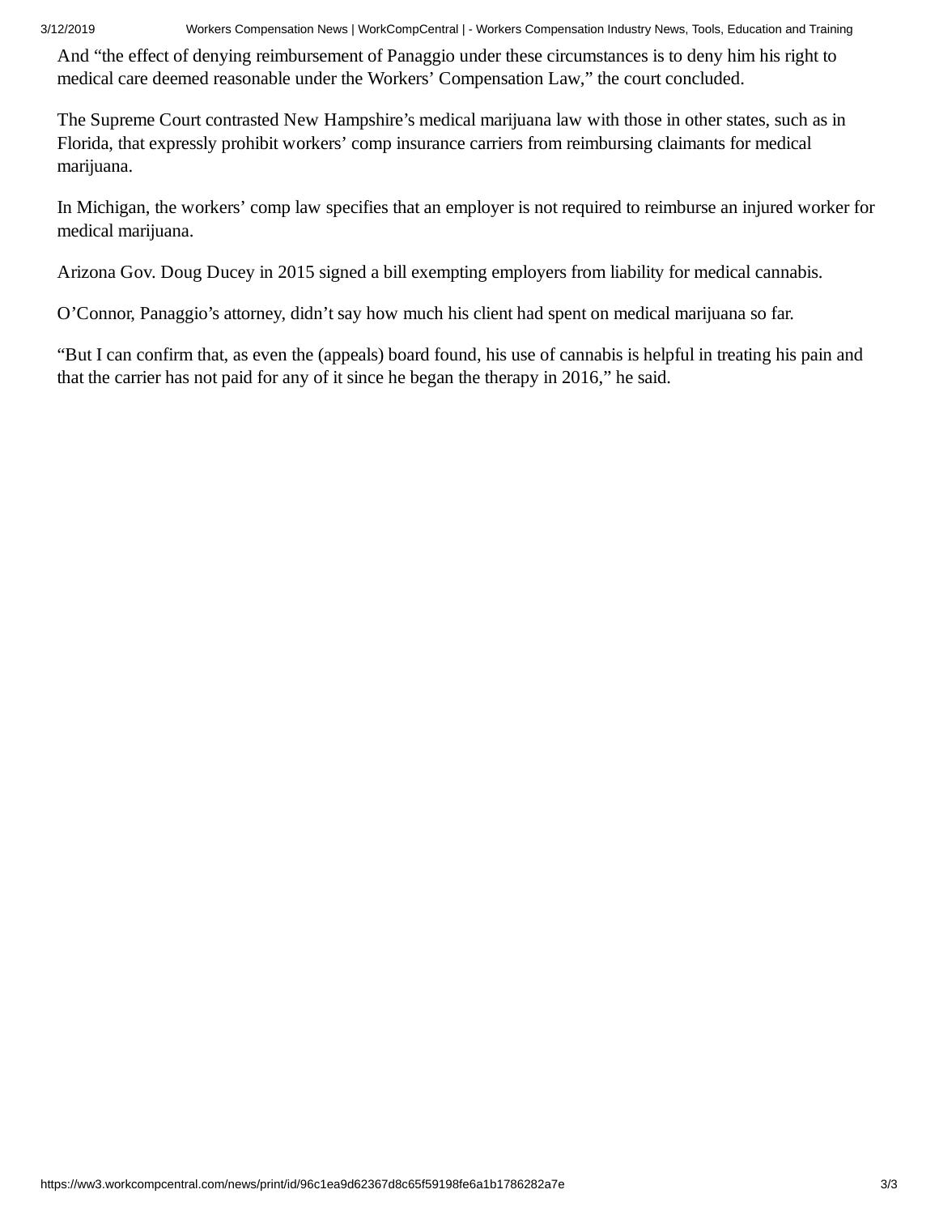And “the effect of denying reimbursement of Panaggio under these circumstances is to deny him his right to medical care deemed reasonable under the Workers’ Compensation Law,” the court concluded.

The Supreme Court contrasted New Hampshire’s medical marijuana law with those in other states, such as in Florida, that expressly prohibit workers’ comp insurance carriers from reimbursing claimants for medical marijuana.

In Michigan, the workers’ comp law specifies that an employer is not required to reimburse an injured worker for medical marijuana.

Arizona Gov. Doug Ducey in 2015 signed a bill exempting employers from liability for medical cannabis.

O’Connor, Panaggio’s attorney, didn’t say how much his client had spent on medical marijuana so far.

“But I can confirm that, as even the (appeals) board found, his use of cannabis is helpful in treating his pain and that the carrier has not paid for any of it since he began the therapy in 2016,” he said.